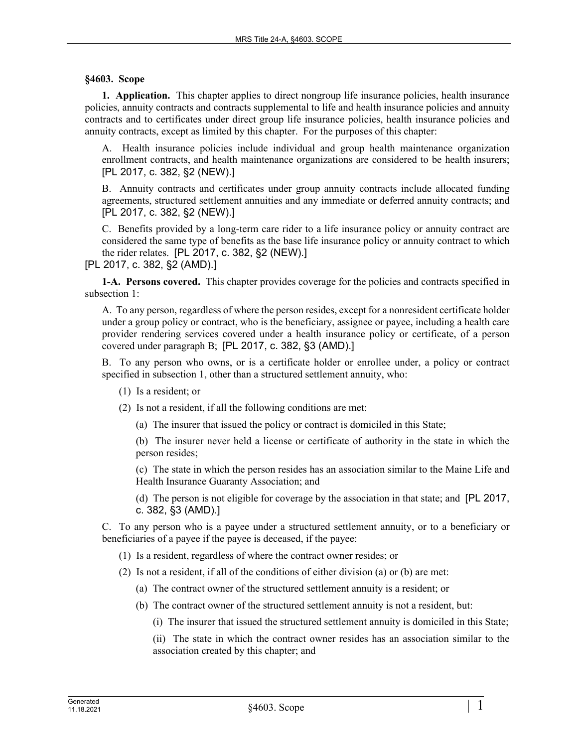## §4603. Scope

**1. Application.** This chapter applies to direct nongroup life insurance policies, health insurance policies, annuity contracts and contracts supplemental to life and health insurance policies and annuity contracts and to certificates under direct group life insurance policies, health insurance policies and annuity contracts, except as limited by this chapter. For the purposes of this chapter:

A. Health insurance policies include individual and group health maintenance organization enrollment contracts, and health maintenance organizations are considered to be health insurers; [PL 2017, c. 382, §2 (NEW).]

B. Annuity contracts and certificates under group annuity contracts include allocated funding agreements, structured settlement annuities and any immediate or deferred annuity contracts; and [PL 2017, c. 382, §2 (NEW).]

C. Benefits provided by a long-term care rider to a life insurance policy or annuity contract are considered the same type of benefits as the base life insurance policy or annuity contract to which the rider relates. [PL 2017, c. 382, §2 (NEW).]

[PL 2017, c. 382, §2 (AMD).]

**1-A. Persons covered.** This chapter provides coverage for the policies and contracts specified in subsection 1:

A. To any person, regardless of where the person resides, except for a nonresident certificate holder under a group policy or contract, who is the beneficiary, assignee or payee, including a health care provider rendering services covered under a health insurance policy or certificate, of a person covered under paragraph B; [PL 2017, c. 382, §3 (AMD).]

B. To any person who owns, or is a certificate holder or enrollee under, a policy or contract specified in subsection 1, other than a structured settlement annuity, who:

(1) Is a resident; or

(2) Is not a resident, if all the following conditions are met:

(a) The insurer that issued the policy or contract is domiciled in this State;

(b) The insurer never held a license or certificate of authority in the state in which the person resides;

(c) The state in which the person resides has an association similar to the Maine Life and Health Insurance Guaranty Association; and

(d) The person is not eligible for coverage by the association in that state; and [PL 2017, c. 382, §3 (AMD).]

C. To any person who is a payee under a structured settlement annuity, or to a beneficiary or beneficiaries of a payee if the payee is deceased, if the payee:

(1) Is a resident, regardless of where the contract owner resides; or

(2) Is not a resident, if all of the conditions of either division (a) or (b) are met:

(a) The contract owner of the structured settlement annuity is a resident; or

(b) The contract owner of the structured settlement annuity is not a resident, but:

(i) The insurer that issued the structured settlement annuity is domiciled in this State;

(ii) The state in which the contract owner resides has an association similar to the association created by this chapter; and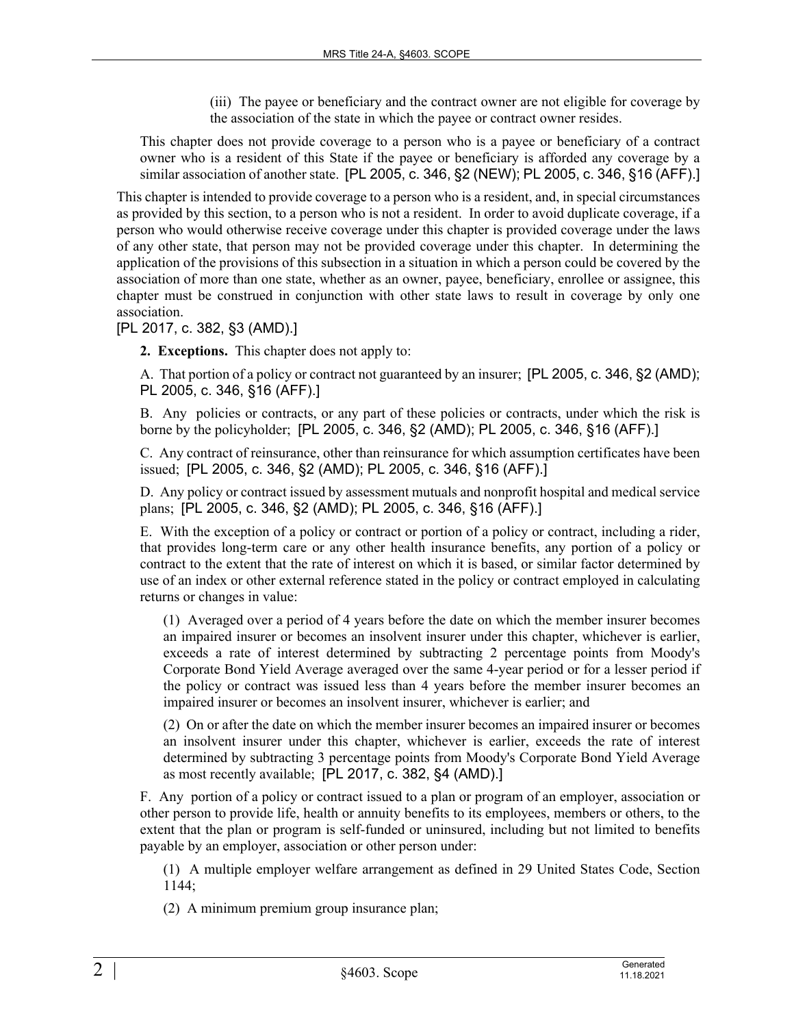(iii) The payee or beneficiary and the contract owner are not eligible for coverage by the association of the state in which the payee or contract owner resides.

This chapter does not provide coverage to a person who is a payee or beneficiary of a contract owner who is a resident of this State if the payee or beneficiary is afforded any coverage by a similar association of another state. [PL 2005, c. 346, §2 (NEW); PL 2005, c. 346, §16 (AFF).]

This chapter is intended to provide coverage to a person who is a resident, and, in special circumstances as provided by this section, to a person who is not a resident. In order to avoid duplicate coverage, if a person who would otherwise receive coverage under this chapter is provided coverage under the laws of any other state, that person may not be provided coverage under this chapter. In determining the application of the provisions of this subsection in a situation in which a person could be covered by the association of more than one state, whether as an owner, payee, beneficiary, enrollee or assignee, this chapter must be construed in conjunction with other state laws to result in coverage by only one association.

[PL 2017, c. 382, §3 (AMD).]

**2. Exceptions.** This chapter does not apply to:

A. That portion of a policy or contract not guaranteed by an insurer; [PL 2005, c. 346, §2 (AMD); PL 2005, c. 346, §16 (AFF).]

B. Any policies or contracts, or any part of these policies or contracts, under which the risk is borne by the policyholder; [PL 2005, c. 346, §2 (AMD); PL 2005, c. 346, §16 (AFF).]

C. Any contract of reinsurance, other than reinsurance for which assumption certificates have been issued; [PL 2005, c. 346, §2 (AMD); PL 2005, c. 346, §16 (AFF).]

D. Any policy or contract issued by assessment mutuals and nonprofit hospital and medical service plans; [PL 2005, c. 346, §2 (AMD); PL 2005, c. 346, §16 (AFF).]

E. With the exception of a policy or contract or portion of a policy or contract, including a rider, that provides long-term care or any other health insurance benefits, any portion of a policy or contract to the extent that the rate of interest on which it is based, or similar factor determined by use of an index or other external reference stated in the policy or contract employed in calculating returns or changes in value:

(1) Averaged over a period of 4 years before the date on which the member insurer becomes an impaired insurer or becomes an insolvent insurer under this chapter, whichever is earlier, exceeds a rate of interest determined by subtracting 2 percentage points from Moody's Corporate Bond Yield Average averaged over the same 4-year period or for a lesser period if the policy or contract was issued less than 4 years before the member insurer becomes an impaired insurer or becomes an insolvent insurer, whichever is earlier; and

(2) On or after the date on which the member insurer becomes an impaired insurer or becomes an insolvent insurer under this chapter, whichever is earlier, exceeds the rate of interest determined by subtracting 3 percentage points from Moody's Corporate Bond Yield Average as most recently available; [PL 2017, c. 382, §4 (AMD).]

F. Any portion of a policy or contract issued to a plan or program of an employer, association or other person to provide life, health or annuity benefits to its employees, members or others, to the extent that the plan or program is self-funded or uninsured, including but not limited to benefits payable by an employer, association or other person under:

(1) A multiple employer welfare arrangement as defined in 29 United States Code, Section 1144;

(2) A minimum premium group insurance plan;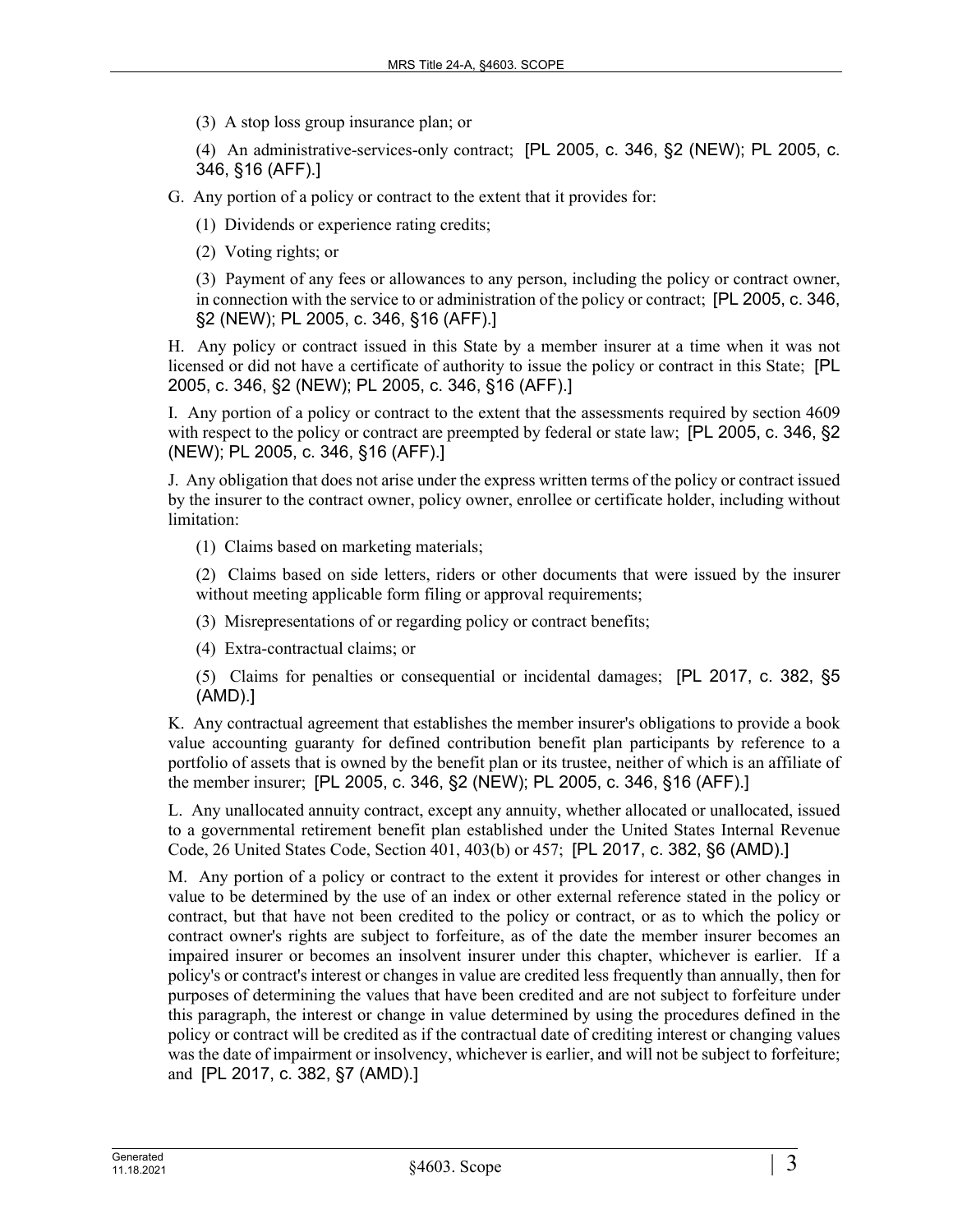(3) A stop loss group insurance plan; or

(4) An administrative-services-only contract; [PL 2005, c. 346, §2 (NEW); PL 2005, c. 346, §16 (AFF).]

G. Any portion of a policy or contract to the extent that it provides for:

(1) Dividends or experience rating credits;

(2) Voting rights; or

(3) Payment of any fees or allowances to any person, including the policy or contract owner, in connection with the service to or administration of the policy or contract; [PL 2005, c. 346, §2 (NEW); PL 2005, c. 346, §16 (AFF).]

H. Any policy or contract issued in this State by a member insurer at a time when it was not licensed or did not have a certificate of authority to issue the policy or contract in this State; [PL 2005, c. 346, §2 (NEW); PL 2005, c. 346, §16 (AFF).]

I. Any portion of a policy or contract to the extent that the assessments required by section 4609 with respect to the policy or contract are preempted by federal or state law; [PL 2005, c. 346, §2 (NEW); PL 2005, c. 346, §16 (AFF).]

J. Any obligation that does not arise under the express written terms of the policy or contract issued by the insurer to the contract owner, policy owner, enrollee or certificate holder, including without limitation:

(1) Claims based on marketing materials;

(2) Claims based on side letters, riders or other documents that were issued by the insurer without meeting applicable form filing or approval requirements;

(3) Misrepresentations of or regarding policy or contract benefits;

(4) Extra-contractual claims; or

(5) Claims for penalties or consequential or incidental damages; [PL 2017, c. 382, §5 (AMD).]

K. Any contractual agreement that establishes the member insurer's obligations to provide a book value accounting guaranty for defined contribution benefit plan participants by reference to a portfolio of assets that is owned by the benefit plan or its trustee, neither of which is an affiliate of the member insurer; [PL 2005, c. 346, §2 (NEW); PL 2005, c. 346, §16 (AFF).]

L. Any unallocated annuity contract, except any annuity, whether allocated or unallocated, issued to a governmental retirement benefit plan established under the United States Internal Revenue Code, 26 United States Code, Section 401, 403(b) or 457; [PL 2017, c. 382, §6 (AMD).]

M. Any portion of a policy or contract to the extent it provides for interest or other changes in value to be determined by the use of an index or other external reference stated in the policy or contract, but that have not been credited to the policy or contract, or as to which the policy or contract owner's rights are subject to forfeiture, as of the date the member insurer becomes an impaired insurer or becomes an insolvent insurer under this chapter, whichever is earlier. If a policy's or contract's interest or changes in value are credited less frequently than annually, then for purposes of determining the values that have been credited and are not subject to forfeiture under this paragraph, the interest or change in value determined by using the procedures defined in the policy or contract will be credited as if the contractual date of crediting interest or changing values was the date of impairment or insolvency, whichever is earlier, and will not be subject to forfeiture; and [PL 2017, c. 382, §7 (AMD).]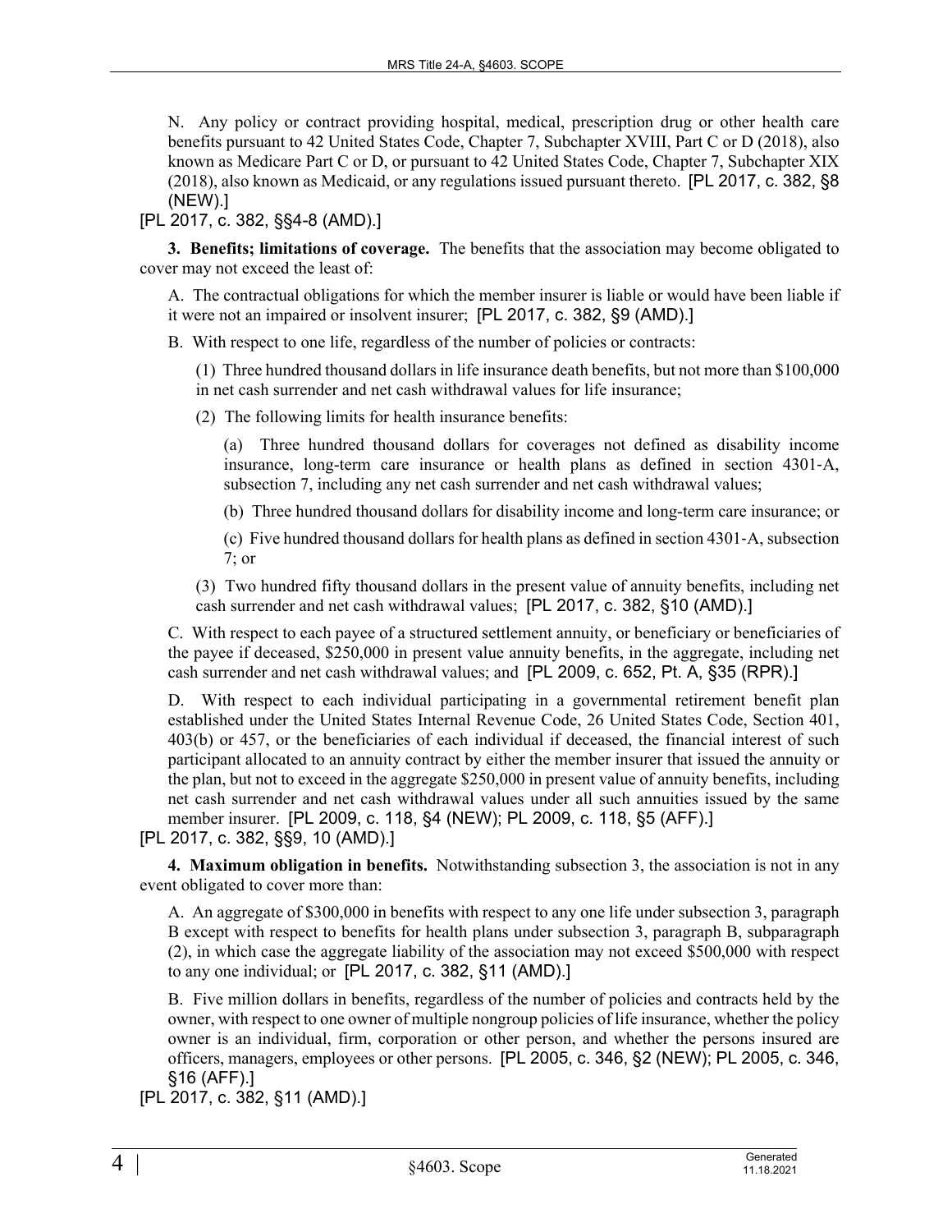N. Any policy or contract providing hospital, medical, prescription drug or other health care benefits pursuant to 42 United States Code, Chapter 7, Subchapter XVIII, Part C or D (2018), also known as Medicare Part C or D, or pursuant to 42 United States Code, Chapter 7, Subchapter XIX (2018), also known as Medicaid, or any regulations issued pursuant thereto. [PL 2017, c. 382, §8 (NEW).]

[PL 2017, c. 382, §§4-8 (AMD).]

**3. Benefits; limitations of coverage.** The benefits that the association may become obligated to cover may not exceed the least of:

A. The contractual obligations for which the member insurer is liable or would have been liable if it were not an impaired or insolvent insurer; [PL 2017, c. 382, §9 (AMD).]

B. With respect to one life, regardless of the number of policies or contracts:

(1) Three hundred thousand dollars in life insurance death benefits, but not more than $100,000 in net cash surrender and net cash withdrawal values for life insurance;

(2) The following limits for health insurance benefits:

(a) Three hundred thousand dollars for coverages not defined as disability income insurance, long-term care insurance or health plans as defined in section 4301-A, subsection 7, including any net cash surrender and net cash withdrawal values;

(b) Three hundred thousand dollars for disability income and long-term care insurance; or

(c) Five hundred thousand dollars for health plans as defined in section 4301-A, subsection 7; or

(3) Two hundred fifty thousand dollars in the present value of annuity benefits, including net cash surrender and net cash withdrawal values; [PL 2017, c. 382, §10 (AMD).]

C. With respect to each payee of a structured settlement annuity, or beneficiary or beneficiaries of the payee if deceased, $250,000 in present value annuity benefits, in the aggregate, including net cash surrender and net cash withdrawal values; and [PL 2009, c. 652, Pt. A, §35 (RPR).]

D. With respect to each individual participating in a governmental retirement benefit plan established under the United States Internal Revenue Code, 26 United States Code, Section 401, 403(b) or 457, or the beneficiaries of each individual if deceased, the financial interest of such participant allocated to an annuity contract by either the member insurer that issued the annuity or the plan, but not to exceed in the aggregate $250,000 in present value of annuity benefits, including net cash surrender and net cash withdrawal values under all such annuities issued by the same member insurer. [PL 2009, c. 118, §4 (NEW); PL 2009, c. 118, §5 (AFF).]

[PL 2017, c. 382, §§9, 10 (AMD).]

**4. Maximum obligation in benefits.** Notwithstanding subsection 3, the association is not in any event obligated to cover more than:

A. An aggregate of $300,000 in benefits with respect to any one life under subsection 3, paragraph B except with respect to benefits for health plans under subsection 3, paragraph B, subparagraph (2), in which case the aggregate liability of the association may not exceed $500,000 with respect to any one individual; or [PL 2017, c. 382, §11 (AMD).]

B. Five million dollars in benefits, regardless of the number of policies and contracts held by the owner, with respect to one owner of multiple nongroup policies of life insurance, whether the policy owner is an individual, firm, corporation or other person, and whether the persons insured are officers, managers, employees or other persons. [PL 2005, c. 346, §2 (NEW); PL 2005, c. 346, §16 (AFF).]

[PL 2017, c. 382, §11 (AMD).]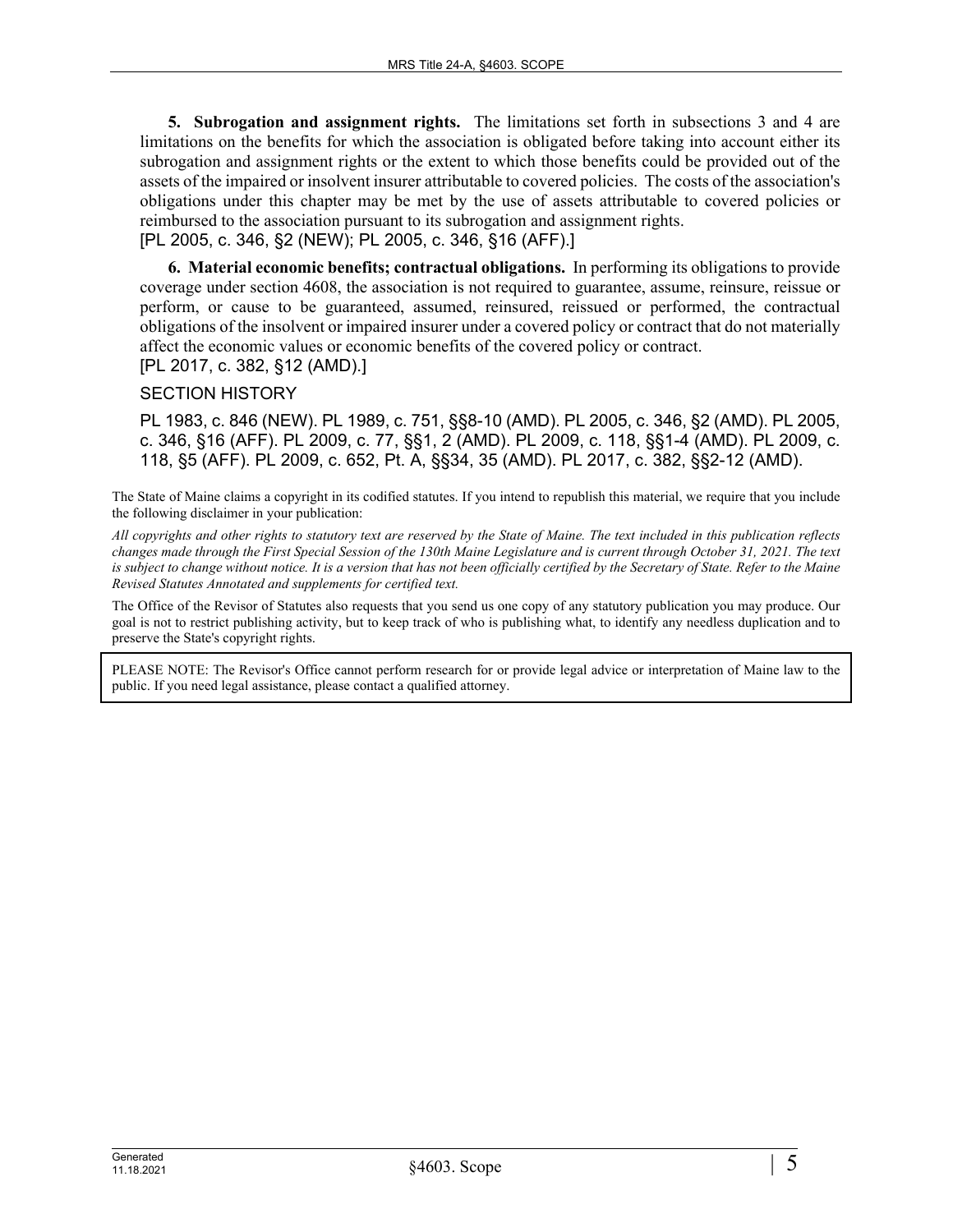**5. Subrogation and assignment rights.** The limitations set forth in subsections 3 and 4 are limitations on the benefits for which the association is obligated before taking into account either its subrogation and assignment rights or the extent to which those benefits could be provided out of the assets of the impaired or insolvent insurer attributable to covered policies. The costs of the association's obligations under this chapter may be met by the use of assets attributable to covered policies or reimbursed to the association pursuant to its subrogation and assignment rights.
[PL 2005, c. 346, §2 (NEW); PL 2005, c. 346, §16 (AFF).]

**6. Material economic benefits; contractual obligations.** In performing its obligations to provide coverage under section 4608, the association is not required to guarantee, assume, reinsure, reissue or perform, or cause to be guaranteed, assumed, reinsured, reissued or performed, the contractual obligations of the insolvent or impaired insurer under a covered policy or contract that do not materially affect the economic values or economic benefits of the covered policy or contract.
[PL 2017, c. 382, §12 (AMD).]

SECTION HISTORY

PL 1983, c. 846 (NEW). PL 1989, c. 751, §§8-10 (AMD). PL 2005, c. 346, §2 (AMD). PL 2005, c. 346, §16 (AFF). PL 2009, c. 77, §§1, 2 (AMD). PL 2009, c. 118, §§1-4 (AMD). PL 2009, c. 118, §5 (AFF). PL 2009, c. 652, Pt. A, §§34, 35 (AMD). PL 2017, c. 382, §§2-12 (AMD).

The State of Maine claims a copyright in its codified statutes. If you intend to republish this material, we require that you include the following disclaimer in your publication:

*All copyrights and other rights to statutory text are reserved by the State of Maine. The text included in this publication reflects changes made through the First Special Session of the 130th Maine Legislature and is current through October 31, 2021. The text is subject to change without notice. It is a version that has not been officially certified by the Secretary of State. Refer to the Maine Revised Statutes Annotated and supplements for certified text.*

The Office of the Revisor of Statutes also requests that you send us one copy of any statutory publication you may produce. Our goal is not to restrict publishing activity, but to keep track of who is publishing what, to identify any needless duplication and to preserve the State's copyright rights.

PLEASE NOTE: The Revisor's Office cannot perform research for or provide legal advice or interpretation of Maine law to the public. If you need legal assistance, please contact a qualified attorney.